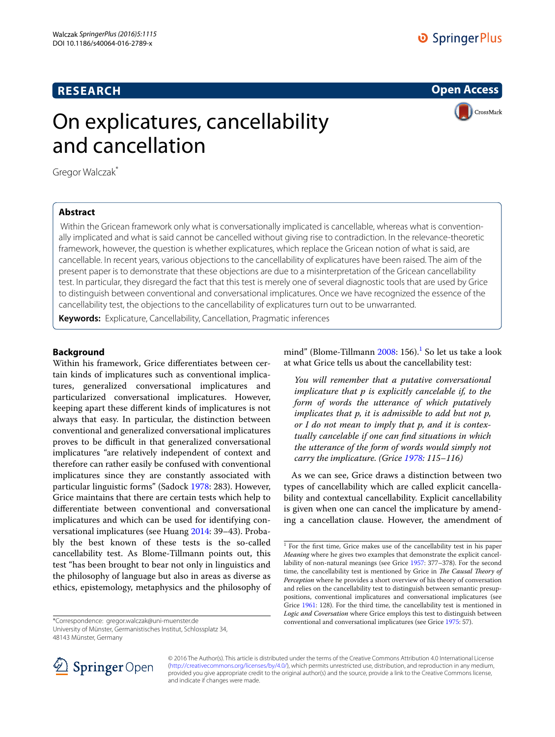RESEARCH

Open Access

# On explicatures, cancellability and cancellation

Gregor Walczak*

## Abstract

Within the Gricean framework only what is conversationally implicated is cancellable, whereas what is conventionally implicated and what is said cannot be cancelled without giving rise to contradiction. In the relevance-theoretic framework, however, the question is whether explicatures, which replace the Gricean notion of what is said, are cancellable. In recent years, various objections to the cancellability of explicatures have been raised. The aim of the present paper is to demonstrate that these objections are due to a misinterpretation of the Gricean cancellability test. In particular, they disregard the fact that this test is merely one of several diagnostic tools that are used by Grice to distinguish between conventional and conversational implicatures. Once we have recognized the essence of the cancellability test, the objections to the cancellability of explicatures turn out to be unwarranted.

**Keywords:** Explicature, Cancellability, Cancellation, Pragmatic inferences

## Background

Within his framework, Grice differentiates between certain kinds of implicatures such as conventional implicatures, generalized conversational implicatures and particularized conversational implicatures. However, keeping apart these different kinds of implicatures is not always that easy. In particular, the distinction between conventional and generalized conversational implicatures proves to be difficult in that generalized conversational implicatures "are relatively independent of context and therefore can rather easily be confused with conventional implicatures since they are constantly associated with particular linguistic forms" (Sadock 1978: 283). However, Grice maintains that there are certain tests which help to differentiate between conventional and conversational implicatures and which can be used for identifying conversational implicatures (see Huang 2014: 39–43). Probably the best known of these tests is the so-called cancellability test. As Blome-Tillmann points out, this test "has been brought to bear not only in linguistics and the philosophy of language but also in areas as diverse as ethics, epistemology, metaphysics and the philosophy of mind" (Blome-Tillmann 2008: 156).[1] So let us take a look at what Grice tells us about the cancellability test:

> *You will remember that a putative conversational implicature that p is explicitly cancelable if, to the form of words the utterance of which putatively implicates that p, it is admissible to add but not p, or I do not mean to imply that p, and it is contextually cancelable if one can find situations in which the utterance of the form of words would simply not carry the implicature. (Grice 1978: 115–116)*

As we can see, Grice draws a distinction between two types of cancellability which are called explicit cancellability and contextual cancellability. Explicit cancellability is given when one can cancel the implicature by amending a cancellation clause. However, the amendment of

[1] For the first time, Grice makes use of the cancellability test in his paper *Meaning* where he gives two examples that demonstrate the explicit cancellability of non-natural meanings (see Grice 1957: 377–378). For the second time, the cancellability test is mentioned by Grice in *The Causal Theory of Perception* where he provides a short overview of his theory of conversation and relies on the cancellability test to distinguish between semantic presuppositions, conventional implicatures and conversational implicatures (see Grice 1961: 128). For the third time, the cancellability test is mentioned in *Logic and Coversation* where Grice employs this test to distinguish between conventional and conversational implicatures (see Grice 1975: 57).

*Correspondence: gregor.walczak@uni-muenster.de
University of Münster, Germanistisches Institut, Schlossplatz 34, 48143 Münster, Germany

© 2016 The Author(s). This article is distributed under the terms of the Creative Commons Attribution 4.0 International License (http://creativecommons.org/licenses/by/4.0/), which permits unrestricted use, distribution, and reproduction in any medium, provided you give appropriate credit to the original author(s) and the source, provide a link to the Creative Commons license, and indicate if changes were made.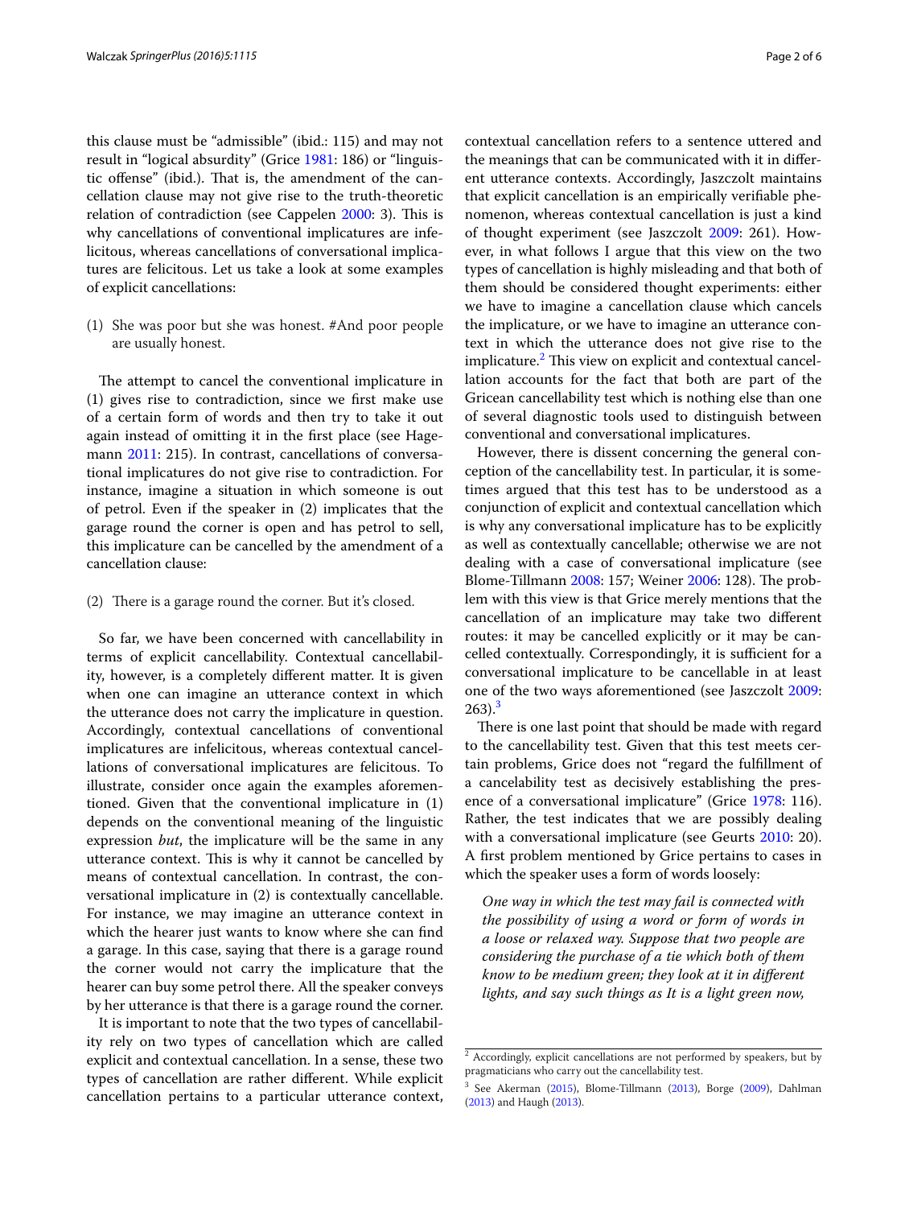this clause must be "admissible" (ibid.: 115) and may not result in "logical absurdity" (Grice 1981: 186) or "linguistic offense" (ibid.). That is, the amendment of the cancellation clause may not give rise to the truth-theoretic relation of contradiction (see Cappelen 2000: 3). This is why cancellations of conventional implicatures are infelicitous, whereas cancellations of conversational implicatures are felicitous. Let us take a look at some examples of explicit cancellations:

(1) She was poor but she was honest. #And poor people are usually honest.

The attempt to cancel the conventional implicature in (1) gives rise to contradiction, since we first make use of a certain form of words and then try to take it out again instead of omitting it in the first place (see Hagemann 2011: 215). In contrast, cancellations of conversational implicatures do not give rise to contradiction. For instance, imagine a situation in which someone is out of petrol. Even if the speaker in (2) implicates that the garage round the corner is open and has petrol to sell, this implicature can be cancelled by the amendment of a cancellation clause:

(2) There is a garage round the corner. But it's closed.

So far, we have been concerned with cancellability in terms of explicit cancellability. Contextual cancellability, however, is a completely different matter. It is given when one can imagine an utterance context in which the utterance does not carry the implicature in question. Accordingly, contextual cancellations of conventional implicatures are infelicitous, whereas contextual cancellations of conversational implicatures are felicitous. To illustrate, consider once again the examples aforementioned. Given that the conventional implicature in (1) depends on the conventional meaning of the linguistic expression *but*, the implicature will be the same in any utterance context. This is why it cannot be cancelled by means of contextual cancellation. In contrast, the conversational implicature in (2) is contextually cancellable. For instance, we may imagine an utterance context in which the hearer just wants to know where she can find a garage. In this case, saying that there is a garage round the corner would not carry the implicature that the hearer can buy some petrol there. All the speaker conveys by her utterance is that there is a garage round the corner.

It is important to note that the two types of cancellability rely on two types of cancellation which are called explicit and contextual cancellation. In a sense, these two types of cancellation are rather different. While explicit cancellation pertains to a particular utterance context, contextual cancellation refers to a sentence uttered and the meanings that can be communicated with it in different utterance contexts. Accordingly, Jaszczolt maintains that explicit cancellation is an empirically verifiable phenomenon, whereas contextual cancellation is just a kind of thought experiment (see Jaszczolt 2009: 261). However, in what follows I argue that this view on the two types of cancellation is highly misleading and that both of them should be considered thought experiments: either we have to imagine a cancellation clause which cancels the implicature, or we have to imagine an utterance context in which the utterance does not give rise to the implicature.[2] This view on explicit and contextual cancellation accounts for the fact that both are part of the Gricean cancellability test which is nothing else than one of several diagnostic tools used to distinguish between conventional and conversational implicatures.

However, there is dissent concerning the general conception of the cancellability test. In particular, it is sometimes argued that this test has to be understood as a conjunction of explicit and contextual cancellation which is why any conversational implicature has to be explicitly as well as contextually cancellable; otherwise we are not dealing with a case of conversational implicature (see Blome-Tillmann 2008: 157; Weiner 2006: 128). The problem with this view is that Grice merely mentions that the cancellation of an implicature may take two different routes: it may be cancelled explicitly or it may be cancelled contextually. Correspondingly, it is sufficient for a conversational implicature to be cancellable in at least one of the two ways aforementioned (see Jaszczolt 2009: 263).[3]

There is one last point that should be made with regard to the cancellability test. Given that this test meets certain problems, Grice does not "regard the fulfillment of a cancelability test as decisively establishing the presence of a conversational implicature" (Grice 1978: 116). Rather, the test indicates that we are possibly dealing with a conversational implicature (see Geurts 2010: 20). A first problem mentioned by Grice pertains to cases in which the speaker uses a form of words loosely:

> *One way in which the test may fail is connected with the possibility of using a word or form of words in a loose or relaxed way. Suppose that two people are considering the purchase of a tie which both of them know to be medium green; they look at it in different lights, and say such things as It is a light green now,*

[2] Accordingly, explicit cancellations are not performed by speakers, but by pragmaticians who carry out the cancellability test.

[3] See Akerman (2015), Blome-Tillmann (2013), Borge (2009), Dahlman (2013) and Haugh (2013).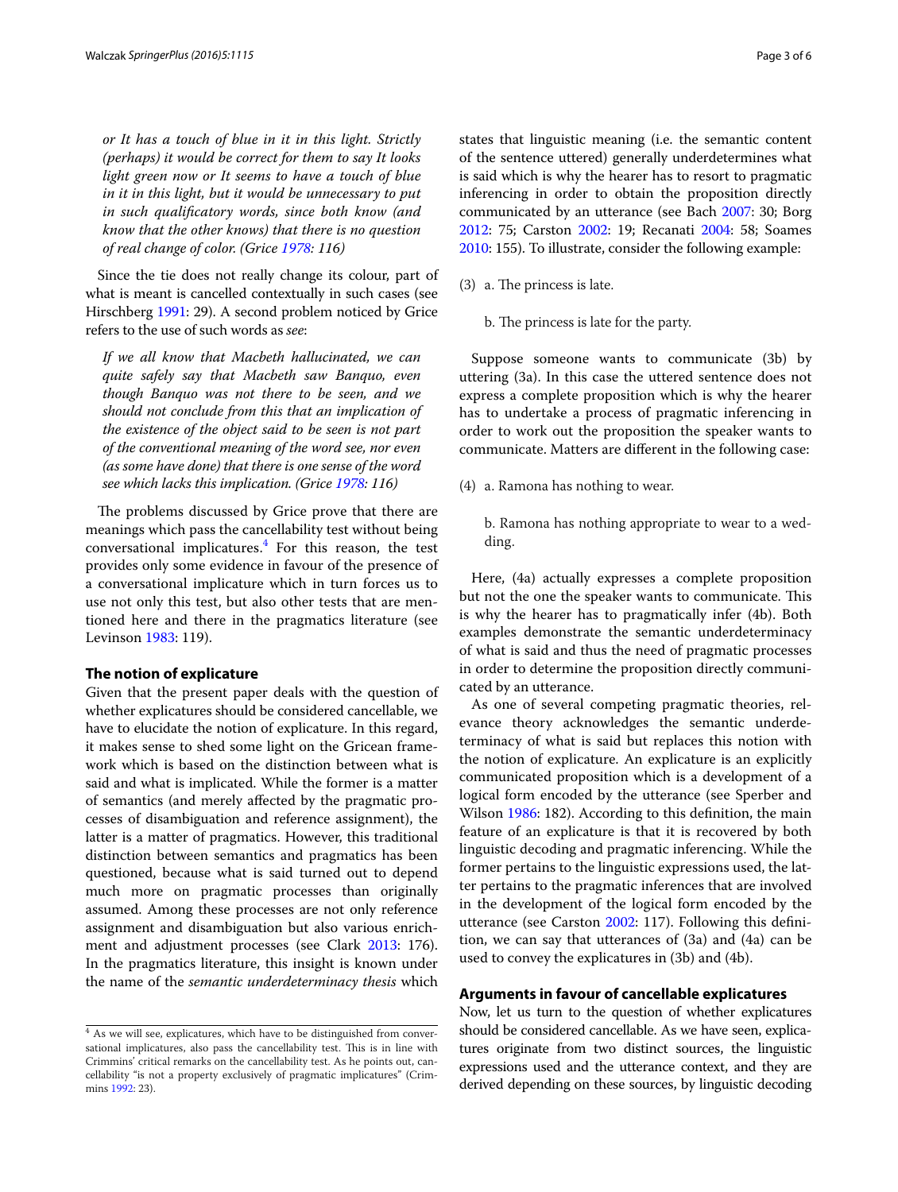*or It has a touch of blue in it in this light. Strictly (perhaps) it would be correct for them to say It looks light green now or It seems to have a touch of blue in it in this light, but it would be unnecessary to put in such qualificatory words, since both know (and know that the other knows) that there is no question of real change of color. (Grice 1978: 116)*

Since the tie does not really change its colour, part of what is meant is cancelled contextually in such cases (see Hirschberg 1991: 29). A second problem noticed by Grice refers to the use of such words as *see*:

> *If we all know that Macbeth hallucinated, we can quite safely say that Macbeth saw Banquo, even though Banquo was not there to be seen, and we should not conclude from this that an implication of the existence of the object said to be seen is not part of the conventional meaning of the word see, nor even (as some have done) that there is one sense of the word see which lacks this implication. (Grice 1978: 116)*

The problems discussed by Grice prove that there are meanings which pass the cancellability test without being conversational implicatures.[4] For this reason, the test provides only some evidence in favour of the presence of a conversational implicature which in turn forces us to use not only this test, but also other tests that are mentioned here and there in the pragmatics literature (see Levinson 1983: 119).

## The notion of explicature

Given that the present paper deals with the question of whether explicatures should be considered cancellable, we have to elucidate the notion of explicature. In this regard, it makes sense to shed some light on the Gricean framework which is based on the distinction between what is said and what is implicated. While the former is a matter of semantics (and merely affected by the pragmatic processes of disambiguation and reference assignment), the latter is a matter of pragmatics. However, this traditional distinction between semantics and pragmatics has been questioned, because what is said turned out to depend much more on pragmatic processes than originally assumed. Among these processes are not only reference assignment and disambiguation but also various enrichment and adjustment processes (see Clark 2013: 176). In the pragmatics literature, this insight is known under the name of the *semantic underdeterminacy thesis* which states that linguistic meaning (i.e. the semantic content of the sentence uttered) generally underdetermines what is said which is why the hearer has to resort to pragmatic inferencing in order to obtain the proposition directly communicated by an utterance (see Bach 2007: 30; Borg 2012: 75; Carston 2002: 19; Recanati 2004: 58; Soames 2010: 155). To illustrate, consider the following example:

(3) a. The princess is late.

b. The princess is late for the party.

Suppose someone wants to communicate (3b) by uttering (3a). In this case the uttered sentence does not express a complete proposition which is why the hearer has to undertake a process of pragmatic inferencing in order to work out the proposition the speaker wants to communicate. Matters are different in the following case:

(4) a. Ramona has nothing to wear.

b. Ramona has nothing appropriate to wear to a wedding.

Here, (4a) actually expresses a complete proposition but not the one the speaker wants to communicate. This is why the hearer has to pragmatically infer (4b). Both examples demonstrate the semantic underdeterminacy of what is said and thus the need of pragmatic processes in order to determine the proposition directly communicated by an utterance.

As one of several competing pragmatic theories, relevance theory acknowledges the semantic underdeterminacy of what is said but replaces this notion with the notion of explicature. An explicature is an explicitly communicated proposition which is a development of a logical form encoded by the utterance (see Sperber and Wilson 1986: 182). According to this definition, the main feature of an explicature is that it is recovered by both linguistic decoding and pragmatic inferencing. While the former pertains to the linguistic expressions used, the latter pertains to the pragmatic inferences that are involved in the development of the logical form encoded by the utterance (see Carston 2002: 117). Following this definition, we can say that utterances of (3a) and (4a) can be used to convey the explicatures in (3b) and (4b).

## Arguments in favour of cancellable explicatures

Now, let us turn to the question of whether explicatures should be considered cancellable. As we have seen, explicatures originate from two distinct sources, the linguistic expressions used and the utterance context, and they are derived depending on these sources, by linguistic decoding

---

[4] As we will see, explicatures, which have to be distinguished from conversational implicatures, also pass the cancellability test. This is in line with Crimmins' critical remarks on the cancellability test. As he points out, cancellability "is not a property exclusively of pragmatic implicatures" (Crimmins 1992: 23).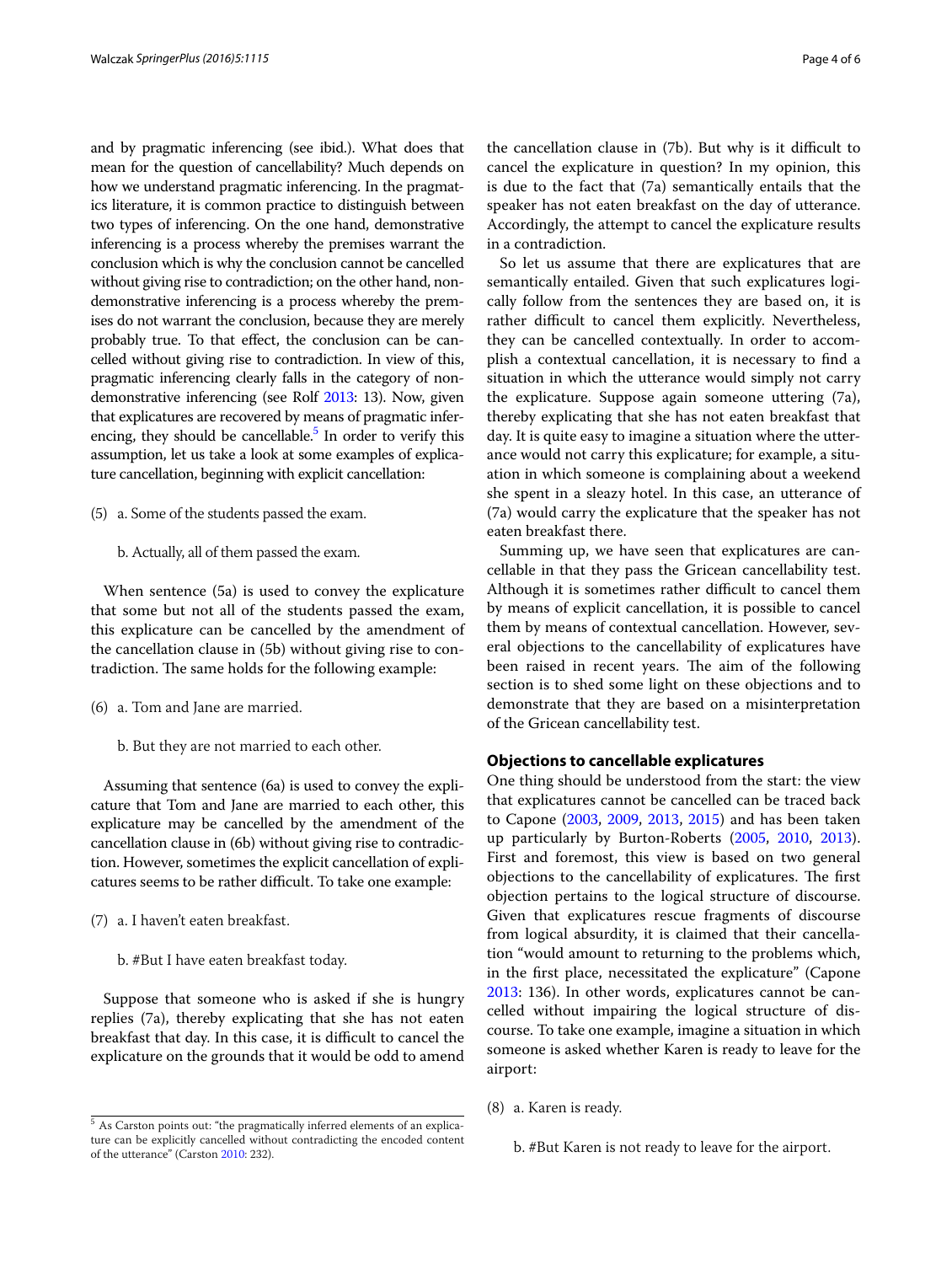and by pragmatic inferencing (see ibid.). What does that mean for the question of cancellability? Much depends on how we understand pragmatic inferencing. In the pragmatics literature, it is common practice to distinguish between two types of inferencing. On the one hand, demonstrative inferencing is a process whereby the premises warrant the conclusion which is why the conclusion cannot be cancelled without giving rise to contradiction; on the other hand, non-demonstrative inferencing is a process whereby the premises do not warrant the conclusion, because they are merely probably true. To that effect, the conclusion can be cancelled without giving rise to contradiction. In view of this, pragmatic inferencing clearly falls in the category of non-demonstrative inferencing (see Rolf 2013: 13). Now, given that explicatures are recovered by means of pragmatic inferencing, they should be cancellable.[5] In order to verify this assumption, let us take a look at some examples of explicature cancellation, beginning with explicit cancellation:

(5) a. Some of the students passed the exam.

b. Actually, all of them passed the exam.

When sentence (5a) is used to convey the explicature that some but not all of the students passed the exam, this explicature can be cancelled by the amendment of the cancellation clause in (5b) without giving rise to contradiction. The same holds for the following example:

(6) a. Tom and Jane are married.

b. But they are not married to each other.

Assuming that sentence (6a) is used to convey the explicature that Tom and Jane are married to each other, this explicature may be cancelled by the amendment of the cancellation clause in (6b) without giving rise to contradiction. However, sometimes the explicit cancellation of explicatures seems to be rather difficult. To take one example:

(7) a. I haven't eaten breakfast.

b. #But I have eaten breakfast today.

Suppose that someone who is asked if she is hungry replies (7a), thereby explicating that she has not eaten breakfast that day. In this case, it is difficult to cancel the explicature on the grounds that it would be odd to amend the cancellation clause in (7b). But why is it difficult to cancel the explicature in question? In my opinion, this is due to the fact that (7a) semantically entails that the speaker has not eaten breakfast on the day of utterance. Accordingly, the attempt to cancel the explicature results in a contradiction.

So let us assume that there are explicatures that are semantically entailed. Given that such explicatures logically follow from the sentences they are based on, it is rather difficult to cancel them explicitly. Nevertheless, they can be cancelled contextually. In order to accomplish a contextual cancellation, it is necessary to find a situation in which the utterance would simply not carry the explicature. Suppose again someone uttering (7a), thereby explicating that she has not eaten breakfast that day. It is quite easy to imagine a situation where the utterance would not carry this explicature; for example, a situation in which someone is complaining about a weekend she spent in a sleazy hotel. In this case, an utterance of (7a) would carry the explicature that the speaker has not eaten breakfast there.

Summing up, we have seen that explicatures are cancellable in that they pass the Gricean cancellability test. Although it is sometimes rather difficult to cancel them by means of explicit cancellation, it is possible to cancel them by means of contextual cancellation. However, several objections to the cancellability of explicatures have been raised in recent years. The aim of the following section is to shed some light on these objections and to demonstrate that they are based on a misinterpretation of the Gricean cancellability test.

## Objections to cancellable explicatures

One thing should be understood from the start: the view that explicatures cannot be cancelled can be traced back to Capone (2003, 2009, 2013, 2015) and has been taken up particularly by Burton-Roberts (2005, 2010, 2013). First and foremost, this view is based on two general objections to the cancellability of explicatures. The first objection pertains to the logical structure of discourse. Given that explicatures rescue fragments of discourse from logical absurdity, it is claimed that their cancellation "would amount to returning to the problems which, in the first place, necessitated the explicature" (Capone 2013: 136). In other words, explicatures cannot be cancelled without impairing the logical structure of discourse. To take one example, imagine a situation in which someone is asked whether Karen is ready to leave for the airport:

(8) a. Karen is ready.

b. #But Karen is not ready to leave for the airport.

[5] As Carston points out: "the pragmatically inferred elements of an explicature can be explicitly cancelled without contradicting the encoded content of the utterance" (Carston 2010: 232).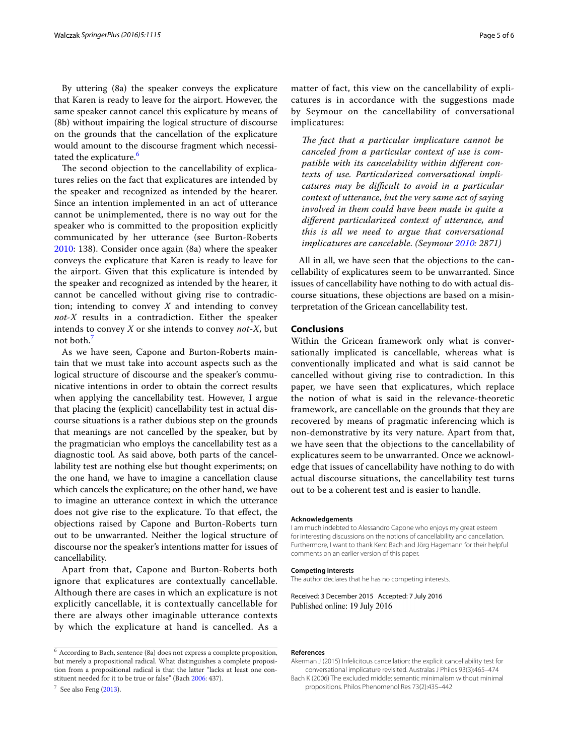By uttering (8a) the speaker conveys the explicature that Karen is ready to leave for the airport. However, the same speaker cannot cancel this explicature by means of (8b) without impairing the logical structure of discourse on the grounds that the cancellation of the explicature would amount to the discourse fragment which necessitated the explicature.[6]

The second objection to the cancellability of explicatures relies on the fact that explicatures are intended by the speaker and recognized as intended by the hearer. Since an intention implemented in an act of utterance cannot be unimplemented, there is no way out for the speaker who is committed to the proposition explicitly communicated by her utterance (see Burton-Roberts 2010: 138). Consider once again (8a) where the speaker conveys the explicature that Karen is ready to leave for the airport. Given that this explicature is intended by the speaker and recognized as intended by the hearer, it cannot be cancelled without giving rise to contradiction; intending to convey *X* and intending to convey *not-X* results in a contradiction. Either the speaker intends to convey *X* or she intends to convey *not-X*, but not both.[7]

As we have seen, Capone and Burton-Roberts maintain that we must take into account aspects such as the logical structure of discourse and the speaker's communicative intentions in order to obtain the correct results when applying the cancellability test. However, I argue that placing the (explicit) cancellability test in actual discourse situations is a rather dubious step on the grounds that meanings are not cancelled by the speaker, but by the pragmatician who employs the cancellability test as a diagnostic tool. As said above, both parts of the cancellability test are nothing else but thought experiments; on the one hand, we have to imagine a cancellation clause which cancels the explicature; on the other hand, we have to imagine an utterance context in which the utterance does not give rise to the explicature. To that effect, the objections raised by Capone and Burton-Roberts turn out to be unwarranted. Neither the logical structure of discourse nor the speaker's intentions matter for issues of cancellability.

Apart from that, Capone and Burton-Roberts both ignore that explicatures are contextually cancellable. Although there are cases in which an explicature is not explicitly cancellable, it is contextually cancellable for there are always other imaginable utterance contexts by which the explicature at hand is cancelled. As a matter of fact, this view on the cancellability of explicatures is in accordance with the suggestions made by Seymour on the cancellability of conversational implicatures:

> *The fact that a particular implicature cannot be canceled from a particular context of use is compatible with its cancelability within different contexts of use. Particularized conversational implicatures may be difficult to avoid in a particular context of utterance, but the very same act of saying involved in them could have been made in quite a different particularized context of utterance, and this is all we need to argue that conversational implicatures are cancelable. (Seymour 2010: 2871)*

All in all, we have seen that the objections to the cancellability of explicatures seem to be unwarranted. Since issues of cancellability have nothing to do with actual discourse situations, these objections are based on a misinterpretation of the Gricean cancellability test.

## Conclusions

Within the Gricean framework only what is conversationally implicated is cancellable, whereas what is conventionally implicated and what is said cannot be cancelled without giving rise to contradiction. In this paper, we have seen that explicatures, which replace the notion of what is said in the relevance-theoretic framework, are cancellable on the grounds that they are recovered by means of pragmatic inferencing which is non-demonstrative by its very nature. Apart from that, we have seen that the objections to the cancellability of explicatures seem to be unwarranted. Once we acknowledge that issues of cancellability have nothing to do with actual discourse situations, the cancellability test turns out to be a coherent test and is easier to handle.

#### Acknowledgements

I am much indebted to Alessandro Capone who enjoys my great esteem for interesting discussions on the notions of cancellability and cancellation. Furthermore, I want to thank Kent Bach and Jörg Hagemann for their helpful comments on an earlier version of this paper.

#### Competing interests

The author declares that he has no competing interests.

Received: 3 December 2015 Accepted: 7 July 2016
Published online: 19 July 2016

#### References

Akerman J (2015) Infelicitous cancellation: the explicit cancellability test for conversational implicature revisited. Australas J Philos 93(3):465–474

Bach K (2006) The excluded middle: semantic minimalism without minimal propositions. Philos Phenomenol Res 73(2):435–442

[6] According to Bach, sentence (8a) does not express a complete proposition, but merely a propositional radical. What distinguishes a complete proposition from a propositional radical is that the latter "lacks at least one constituent needed for it to be true or false" (Bach 2006: 437).

[7] See also Feng (2013).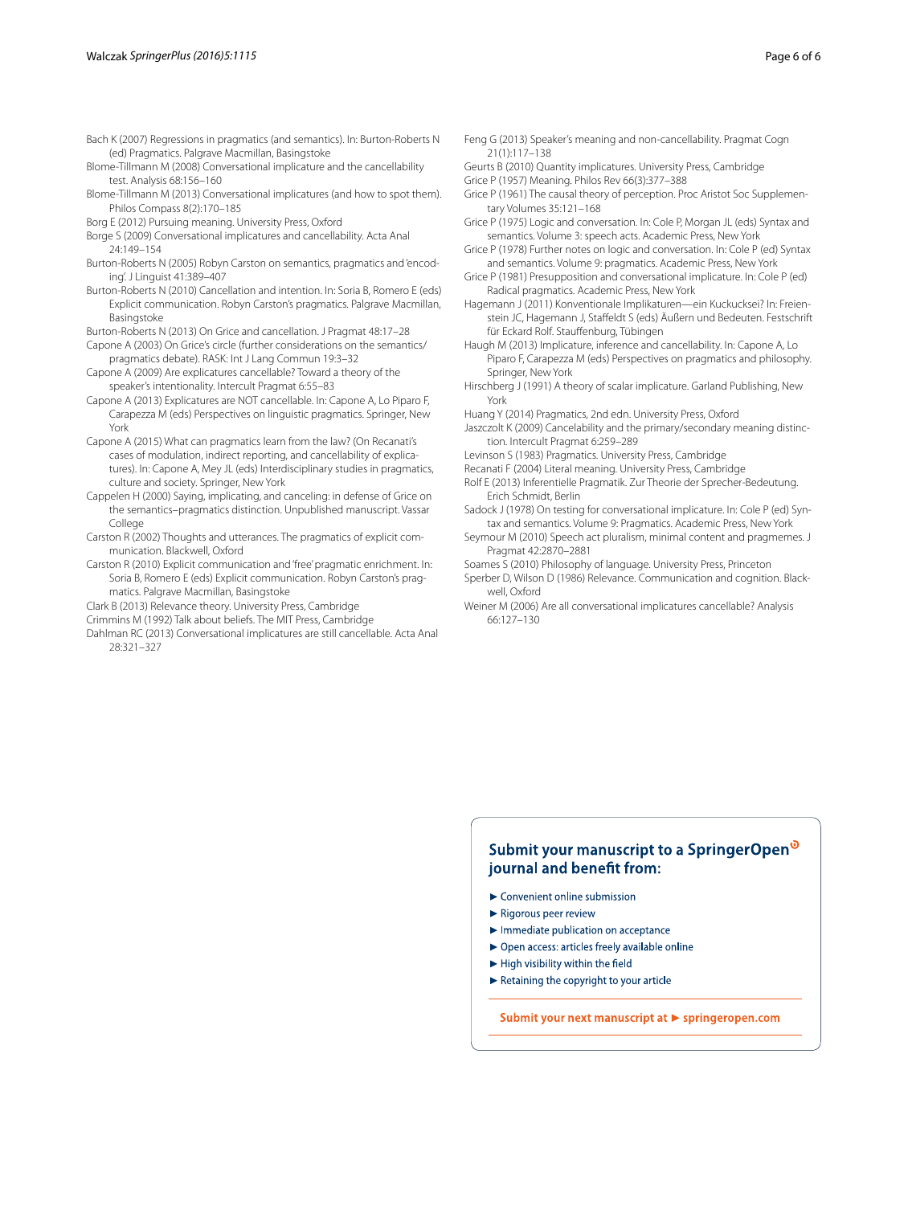Bach K (2007) Regressions in pragmatics (and semantics). In: Burton-Roberts N (ed) Pragmatics. Palgrave Macmillan, Basingstoke

Blome-Tillmann M (2008) Conversational implicature and the cancellability test. Analysis 68:156–160

Blome-Tillmann M (2013) Conversational implicatures (and how to spot them). Philos Compass 8(2):170–185

Borg E (2012) Pursuing meaning. University Press, Oxford

Borge S (2009) Conversational implicatures and cancellability. Acta Anal 24:149–154

Burton-Roberts N (2005) Robyn Carston on semantics, pragmatics and 'encoding'. J Linguist 41:389–407

Burton-Roberts N (2010) Cancellation and intention. In: Soria B, Romero E (eds) Explicit communication. Robyn Carston's pragmatics. Palgrave Macmillan, Basingstoke

Burton-Roberts N (2013) On Grice and cancellation. J Pragmat 48:17–28

Capone A (2003) On Grice's circle (further considerations on the semantics/pragmatics debate). RASK: Int J Lang Commun 19:3–32

Capone A (2009) Are explicatures cancellable? Toward a theory of the speaker's intentionality. Intercult Pragmat 6:55–83

Capone A (2013) Explicatures are NOT cancellable. In: Capone A, Lo Piparo F, Carapezza M (eds) Perspectives on linguistic pragmatics. Springer, New York

Capone A (2015) What can pragmatics learn from the law? (On Recanati's cases of modulation, indirect reporting, and cancellability of explicatures). In: Capone A, Mey JL (eds) Interdisciplinary studies in pragmatics, culture and society. Springer, New York

Cappelen H (2000) Saying, implicating, and canceling: in defense of Grice on the semantics–pragmatics distinction. Unpublished manuscript. Vassar College

Carston R (2002) Thoughts and utterances. The pragmatics of explicit communication. Blackwell, Oxford

Carston R (2010) Explicit communication and 'free' pragmatic enrichment. In: Soria B, Romero E (eds) Explicit communication. Robyn Carston's pragmatics. Palgrave Macmillan, Basingstoke

Clark B (2013) Relevance theory. University Press, Cambridge

Crimmins M (1992) Talk about beliefs. The MIT Press, Cambridge

Dahlman RC (2013) Conversational implicatures are still cancellable. Acta Anal 28:321–327

Feng G (2013) Speaker's meaning and non-cancellability. Pragmat Cogn 21(1):117–138

Geurts B (2010) Quantity implicatures. University Press, Cambridge

Grice P (1957) Meaning. Philos Rev 66(3):377–388

Grice P (1961) The causal theory of perception. Proc Aristot Soc Supplementary Volumes 35:121–168

Grice P (1975) Logic and conversation. In: Cole P, Morgan JL (eds) Syntax and semantics. Volume 3: speech acts. Academic Press, New York

Grice P (1978) Further notes on logic and conversation. In: Cole P (ed) Syntax and semantics. Volume 9: pragmatics. Academic Press, New York

Grice P (1981) Presupposition and conversational implicature. In: Cole P (ed) Radical pragmatics. Academic Press, New York

Hagemann J (2011) Konventionale Implikaturen—ein Kuckucksei? In: Freienstein JC, Hagemann J, Staffeldt S (eds) Äußern und Bedeuten. Festschrift für Eckard Rolf. Stauffenburg, Tübingen

Haugh M (2013) Implicature, inference and cancellability. In: Capone A, Lo Piparo F, Carapezza M (eds) Perspectives on pragmatics and philosophy. Springer, New York

Hirschberg J (1991) A theory of scalar implicature. Garland Publishing, New York

Huang Y (2014) Pragmatics, 2nd edn. University Press, Oxford

Jaszczolt K (2009) Cancelability and the primary/secondary meaning distinction. Intercult Pragmat 6:259–289

Levinson S (1983) Pragmatics. University Press, Cambridge

Recanati F (2004) Literal meaning. University Press, Cambridge

Rolf E (2013) Inferentielle Pragmatik. Zur Theorie der Sprecher-Bedeutung. Erich Schmidt, Berlin

Sadock J (1978) On testing for conversational implicature. In: Cole P (ed) Syntax and semantics. Volume 9: Pragmatics. Academic Press, New York

Seymour M (2010) Speech act pluralism, minimal content and pragmemes. J Pragmat 42:2870–2881

Soames S (2010) Philosophy of language. University Press, Princeton

Sperber D, Wilson D (1986) Relevance. Communication and cognition. Blackwell, Oxford

Weiner M (2006) Are all conversational implicatures cancellable? Analysis 66:127–130

**Submit your manuscript to a SpringerOpen journal and benefit from:**

- ► Convenient online submission
- ► Rigorous peer review
- ► Immediate publication on acceptance
- ► Open access: articles freely available online
- ► High visibility within the field
- ► Retaining the copyright to your article

**Submit your next manuscript at ► springeropen.com**